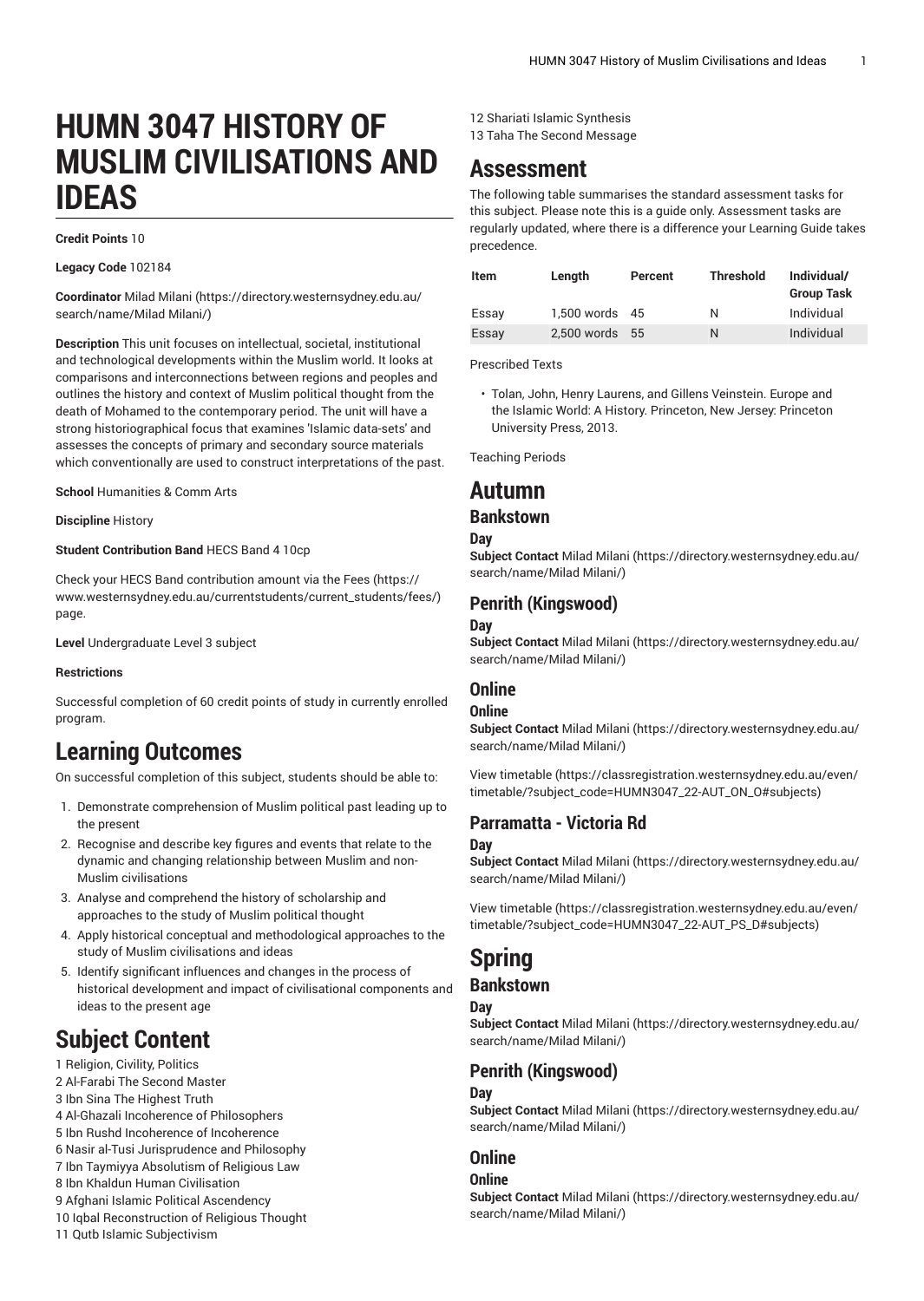# HUMN 3047 HISTORY OF MUSLIM CIVILISATIONS AND IDEAS

**Credit Points** 10

**Legacy Code** 102184

**Coordinator** Milad Milani (https://directory.westernsydney.edu.au/search/name/Milad Milani/)

**Description** This unit focuses on intellectual, societal, institutional and technological developments within the Muslim world. It looks at comparisons and interconnections between regions and peoples and outlines the history and context of Muslim political thought from the death of Mohamed to the contemporary period. The unit will have a strong historiographical focus that examines 'Islamic data-sets' and assesses the concepts of primary and secondary source materials which conventionally are used to construct interpretations of the past.

**School** Humanities & Comm Arts

**Discipline** History

**Student Contribution Band** HECS Band 4 10cp

Check your HECS Band contribution amount via the Fees (https://www.westernsydney.edu.au/currentstudents/current_students/fees/) page.

**Level** Undergraduate Level 3 subject

**Restrictions**

Successful completion of 60 credit points of study in currently enrolled program.

## Learning Outcomes

On successful completion of this subject, students should be able to:

1. Demonstrate comprehension of Muslim political past leading up to the present
2. Recognise and describe key figures and events that relate to the dynamic and changing relationship between Muslim and non-Muslim civilisations
3. Analyse and comprehend the history of scholarship and approaches to the study of Muslim political thought
4. Apply historical conceptual and methodological approaches to the study of Muslim civilisations and ideas
5. Identify significant influences and changes in the process of historical development and impact of civilisational components and ideas to the present age

## Subject Content

1 Religion, Civility, Politics
2 Al-Farabi The Second Master
3 Ibn Sina The Highest Truth
4 Al-Ghazali Incoherence of Philosophers
5 Ibn Rushd Incoherence of Incoherence
6 Nasir al-Tusi Jurisprudence and Philosophy
7 Ibn Taymiyya Absolutism of Religious Law
8 Ibn Khaldun Human Civilisation
9 Afghani Islamic Political Ascendency
10 Iqbal Reconstruction of Religious Thought
11 Qutb Islamic Subjectivism
12 Shariati Islamic Synthesis
13 Taha The Second Message

## Assessment

The following table summarises the standard assessment tasks for this subject. Please note this is a guide only. Assessment tasks are regularly updated, where there is a difference your Learning Guide takes precedence.

| Item | Length | Percent | Threshold | Individual/ Group Task |
|---|---|---|---|---|
| Essay | 1,500 words | 45 | N | Individual |
| Essay | 2,500 words | 55 | N | Individual |

Prescribed Texts

- Tolan, John, Henry Laurens, and Gillens Veinstein. Europe and the Islamic World: A History. Princeton, New Jersey: Princeton University Press, 2013.

Teaching Periods

# Autumn

## Bankstown

### Day

**Subject Contact** Milad Milani (https://directory.westernsydney.edu.au/search/name/Milad Milani/)

## Penrith (Kingswood)

### Day

**Subject Contact** Milad Milani (https://directory.westernsydney.edu.au/search/name/Milad Milani/)

## Online

### Online

**Subject Contact** Milad Milani (https://directory.westernsydney.edu.au/search/name/Milad Milani/)

View timetable (https://classregistration.westernsydney.edu.au/even/timetable/?subject_code=HUMN3047_22-AUT_ON_O#subjects)

## Parramatta - Victoria Rd

### Day

**Subject Contact** Milad Milani (https://directory.westernsydney.edu.au/search/name/Milad Milani/)

View timetable (https://classregistration.westernsydney.edu.au/even/timetable/?subject_code=HUMN3047_22-AUT_PS_D#subjects)

# Spring

## Bankstown

### Day

**Subject Contact** Milad Milani (https://directory.westernsydney.edu.au/search/name/Milad Milani/)

## Penrith (Kingswood)

### Day

**Subject Contact** Milad Milani (https://directory.westernsydney.edu.au/search/name/Milad Milani/)

## Online

### Online

**Subject Contact** Milad Milani (https://directory.westernsydney.edu.au/search/name/Milad Milani/)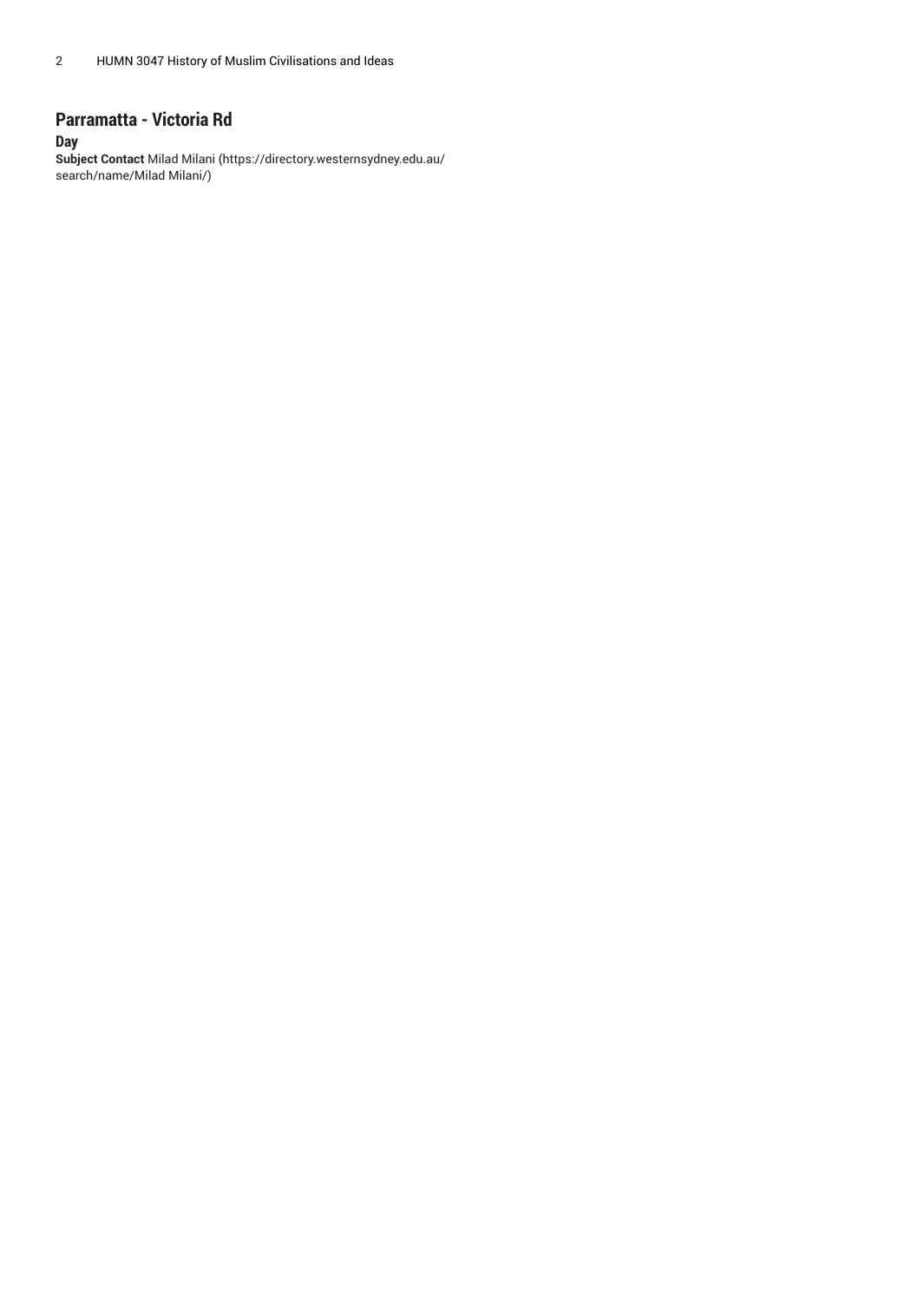## Parramatta - Victoria Rd

### Day

**Subject Contact** Milad Milani (https://directory.westernsydney.edu.au/search/name/Milad Milani/)